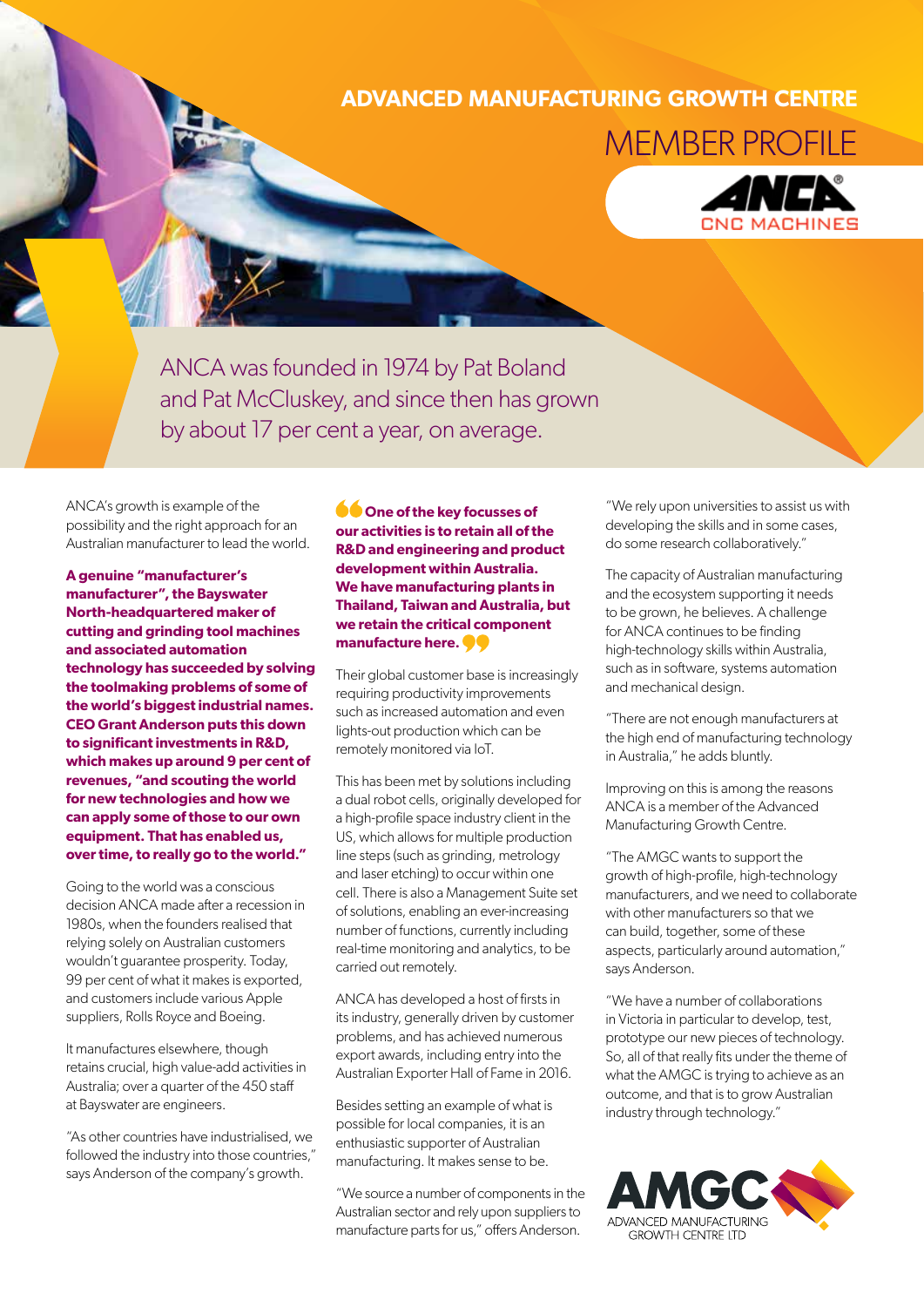# ADVANCED MANUFACTURING GROWTH CENTRE

## MEMBER PROFILE

ANCA CNC MACHINES

ANCA was founded in 1974 by Pat Boland and Pat McCluskey, and since then has grown by about 17 per cent a year, on average.

ANCA's growth is example of the possibility and the right approach for an Australian manufacturer to lead the world.

**A genuine "manufacturer's manufacturer", the Bayswater North-headquartered maker of cutting and grinding tool machines and associated automation technology has succeeded by solving the toolmaking problems of some of the world's biggest industrial names. CEO Grant Anderson puts this down to significant investments in R&D, which makes up around 9 per cent of revenues, "and scouting the world for new technologies and how we can apply some of those to our own equipment. That has enabled us, over time, to really go to the world."**

Going to the world was a conscious decision ANCA made after a recession in 1980s, when the founders realised that relying solely on Australian customers wouldn't guarantee prosperity. Today, 99 per cent of what it makes is exported, and customers include various Apple suppliers, Rolls Royce and Boeing.

It manufactures elsewhere, though retains crucial, high value-add activities in Australia; over a quarter of the 450 staff at Bayswater are engineers.

"As other countries have industrialised, we followed the industry into those countries," says Anderson of the company's growth.

> **"One of the key focusses of our activities is to retain all of the R&D and engineering and product development within Australia. We have manufacturing plants in Thailand, Taiwan and Australia, but we retain the critical component manufacture here."**

Their global customer base is increasingly requiring productivity improvements such as increased automation and even lights-out production which can be remotely monitored via IoT.

This has been met by solutions including a dual robot cells, originally developed for a high-profile space industry client in the US, which allows for multiple production line steps (such as grinding, metrology and laser etching) to occur within one cell. There is also a Management Suite set of solutions, enabling an ever-increasing number of functions, currently including real-time monitoring and analytics, to be carried out remotely.

ANCA has developed a host of firsts in its industry, generally driven by customer problems, and has achieved numerous export awards, including entry into the Australian Exporter Hall of Fame in 2016.

Besides setting an example of what is possible for local companies, it is an enthusiastic supporter of Australian manufacturing. It makes sense to be.

"We source a number of components in the Australian sector and rely upon suppliers to manufacture parts for us," offers Anderson.

"We rely upon universities to assist us with developing the skills and in some cases, do some research collaboratively."

The capacity of Australian manufacturing and the ecosystem supporting it needs to be grown, he believes. A challenge for ANCA continues to be finding high-technology skills within Australia, such as in software, systems automation and mechanical design.

"There are not enough manufacturers at the high end of manufacturing technology in Australia," he adds bluntly.

Improving on this is among the reasons ANCA is a member of the Advanced Manufacturing Growth Centre.

"The AMGC wants to support the growth of high-profile, high-technology manufacturers, and we need to collaborate with other manufacturers so that we can build, together, some of these aspects, particularly around automation," says Anderson.

"We have a number of collaborations in Victoria in particular to develop, test, prototype our new pieces of technology. So, all of that really fits under the theme of what the AMGC is trying to achieve as an outcome, and that is to grow Australian industry through technology."

AMGC ADVANCED MANUFACTURING GROWTH CENTRE LTD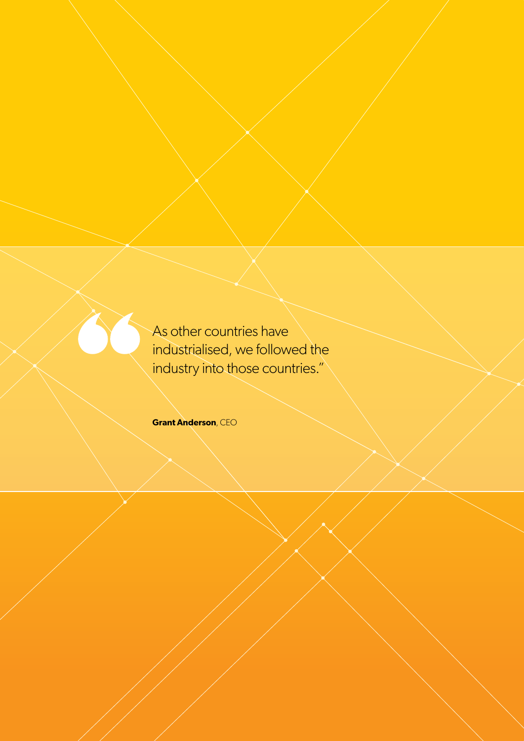> As other countries have industrialised, we followed the industry into those countries."

**Grant Anderson**, CEO